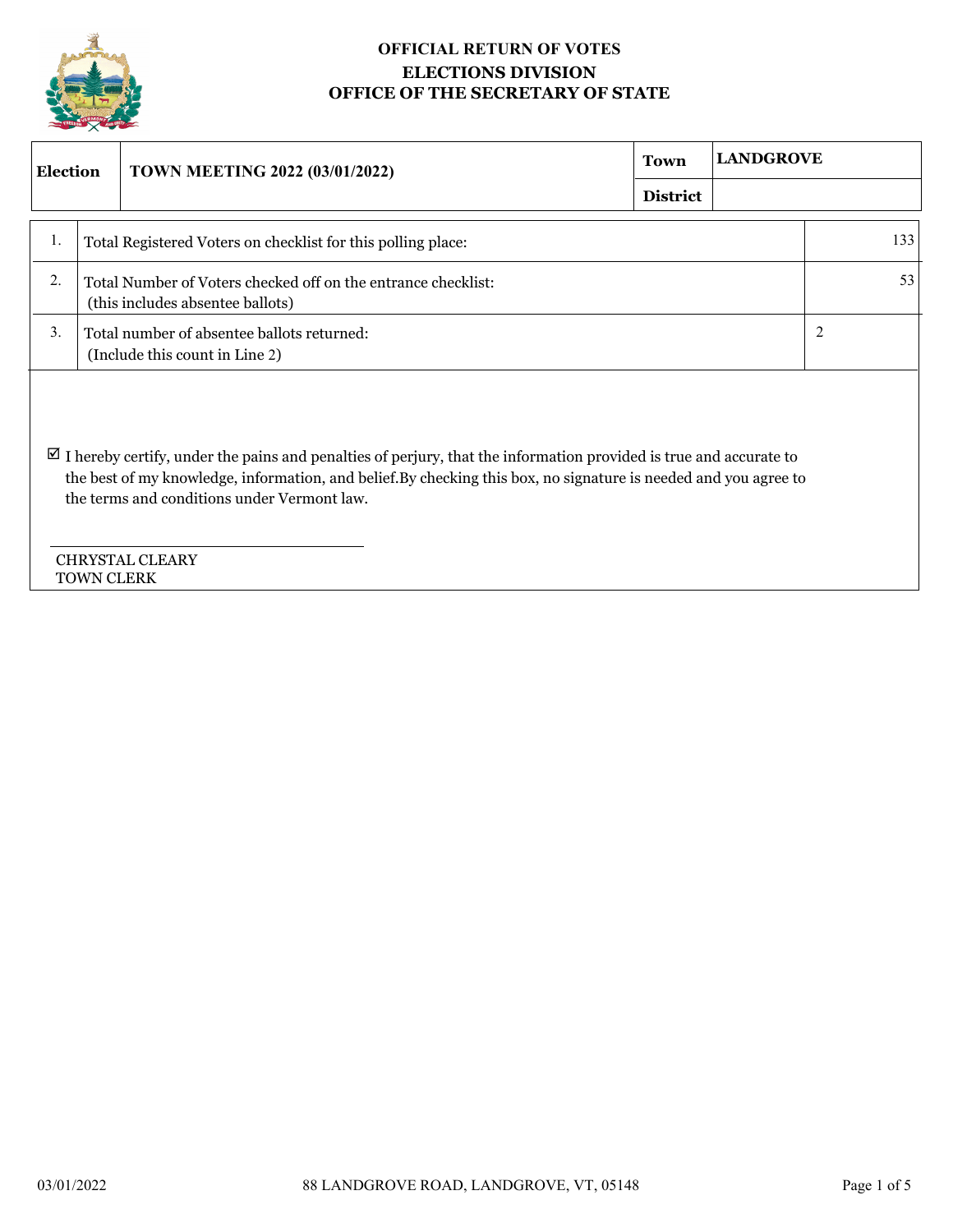**OFFICIAL RETURN OF VOTES**
**ELECTIONS DIVISION**
**OFFICE OF THE SECRETARY OF STATE**

| **Election** | **TOWN MEETING 2022 (03/01/2022)** | **Town** | **LANDGROVE** |
|---|---|---|---|
| | | **District** | |

| | | |
|---|---|---|
| 1. | Total Registered Voters on checklist for this polling place: | 133 |
| 2. | Total Number of Voters checked off on the entrance checklist: (this includes absentee ballots) | 53 |
| 3. | Total number of absentee ballots returned: (Include this count in Line 2) | 2 |

☑ I hereby certify, under the pains and penalties of perjury, that the information provided is true and accurate to the best of my knowledge, information, and belief.By checking this box, no signature is needed and you agree to the terms and conditions under Vermont law.

CHRYSTAL CLEARY
TOWN CLERK

03/01/2022 88 LANDGROVE ROAD, LANDGROVE, VT, 05148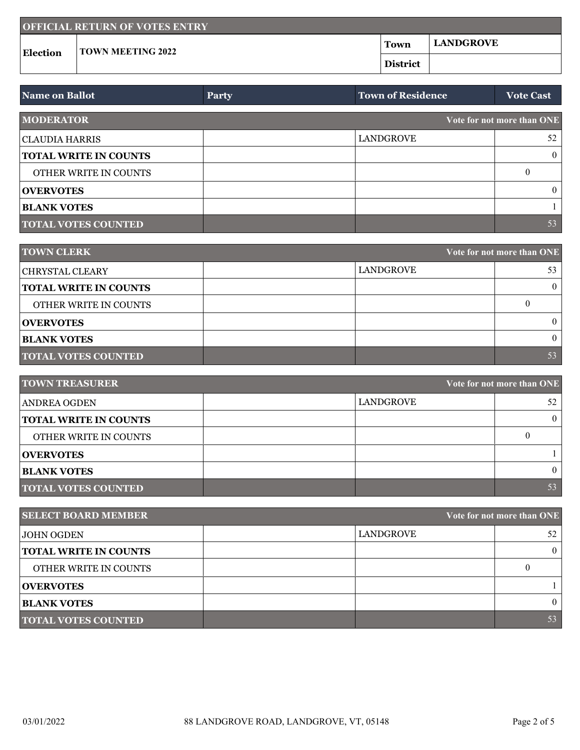## OFFICIAL RETURN OF VOTES ENTRY

| Election | TOWN MEETING 2022 | Town | LANDGROVE |
|---|---|---|---|
| | | District | |

| Name on Ballot | Party | Town of Residence | Vote Cast |
|---|---|---|---|
| **MODERATOR** | | | **Vote for not more than ONE** |
| CLAUDIA HARRIS | | LANDGROVE | 52 |
| **TOTAL WRITE IN COUNTS** | | | 0 |
| OTHER WRITE IN COUNTS | | | 0 |
| **OVERVOTES** | | | 0 |
| **BLANK VOTES** | | | 1 |
| **TOTAL VOTES COUNTED** | | | 53 |
| **TOWN CLERK** | | | **Vote for not more than ONE** |
| CHRYSTAL CLEARY | | LANDGROVE | 53 |
| **TOTAL WRITE IN COUNTS** | | | 0 |
| OTHER WRITE IN COUNTS | | | 0 |
| **OVERVOTES** | | | 0 |
| **BLANK VOTES** | | | 0 |
| **TOTAL VOTES COUNTED** | | | 53 |
| **TOWN TREASURER** | | | **Vote for not more than ONE** |
| ANDREA OGDEN | | LANDGROVE | 52 |
| **TOTAL WRITE IN COUNTS** | | | 0 |
| OTHER WRITE IN COUNTS | | | 0 |
| **OVERVOTES** | | | 1 |
| **BLANK VOTES** | | | 0 |
| **TOTAL VOTES COUNTED** | | | 53 |
| **SELECT BOARD MEMBER** | | | **Vote for not more than ONE** |
| JOHN OGDEN | | LANDGROVE | 52 |
| **TOTAL WRITE IN COUNTS** | | | 0 |
| OTHER WRITE IN COUNTS | | | 0 |
| **OVERVOTES** | | | 1 |
| **BLANK VOTES** | | | 0 |
| **TOTAL VOTES COUNTED** | | | 53 |

03/01/2022 88 LANDGROVE ROAD, LANDGROVE, VT, 05148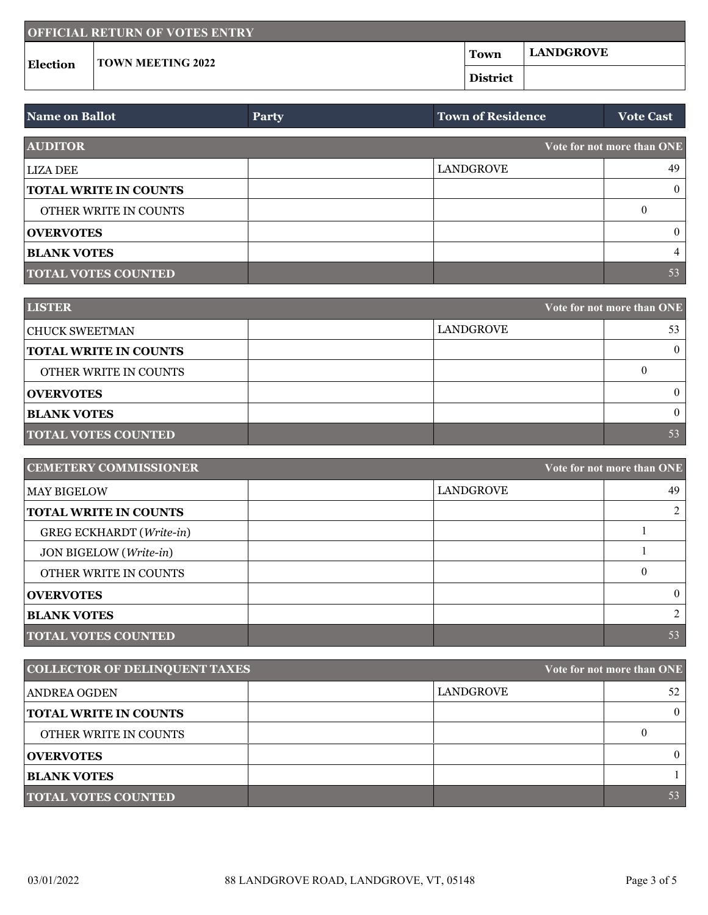| OFFICIAL RETURN OF VOTES ENTRY | | | |
|---|---|---|---|
| **Election** | **TOWN MEETING 2022** | **Town** | **LANDGROVE** |
| | | **District** | |

| Name on Ballot | Party | Town of Residence | Vote Cast |
|---|---|---|---|
| **AUDITOR** | | | **Vote for not more than ONE** |
| LIZA DEE | | LANDGROVE | 49 |
| **TOTAL WRITE IN COUNTS** | | | 0 |
| OTHER WRITE IN COUNTS | | | 0 |
| **OVERVOTES** | | | 0 |
| **BLANK VOTES** | | | 4 |
| **TOTAL VOTES COUNTED** | | | 53 |
| **LISTER** | | | **Vote for not more than ONE** |
| CHUCK SWEETMAN | | LANDGROVE | 53 |
| **TOTAL WRITE IN COUNTS** | | | 0 |
| OTHER WRITE IN COUNTS | | | 0 |
| **OVERVOTES** | | | 0 |
| **BLANK VOTES** | | | 0 |
| **TOTAL VOTES COUNTED** | | | 53 |
| **CEMETERY COMMISSIONER** | | | **Vote for not more than ONE** |
| MAY BIGELOW | | LANDGROVE | 49 |
| **TOTAL WRITE IN COUNTS** | | | 2 |
| GREG ECKHARDT (*Write-in*) | | | 1 |
| JON BIGELOW (*Write-in*) | | | 1 |
| OTHER WRITE IN COUNTS | | | 0 |
| **OVERVOTES** | | | 0 |
| **BLANK VOTES** | | | 2 |
| **TOTAL VOTES COUNTED** | | | 53 |
| **COLLECTOR OF DELINQUENT TAXES** | | | **Vote for not more than ONE** |
| ANDREA OGDEN | | LANDGROVE | 52 |
| **TOTAL WRITE IN COUNTS** | | | 0 |
| OTHER WRITE IN COUNTS | | | 0 |
| **OVERVOTES** | | | 0 |
| **BLANK VOTES** | | | 1 |
| **TOTAL VOTES COUNTED** | | | 53 |

03/01/2022 88 LANDGROVE ROAD, LANDGROVE, VT, 05148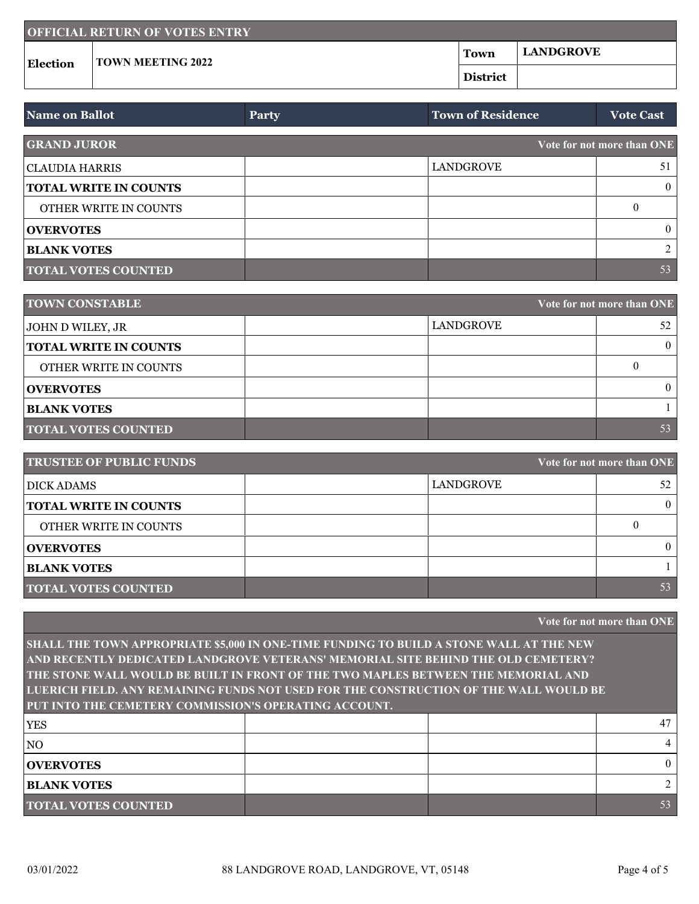| OFFICIAL RETURN OF VOTES ENTRY | | | |
|---|---|---|---|
| **Election** | **TOWN MEETING 2022** | **Town** | **LANDGROVE** |
| | | **District** | |

| Name on Ballot | Party | Town of Residence | Vote Cast |
|---|---|---|---|
| **GRAND JUROR** | | | **Vote for not more than ONE** |
| CLAUDIA HARRIS | | LANDGROVE | 51 |
| **TOTAL WRITE IN COUNTS** | | | 0 |
| OTHER WRITE IN COUNTS | | | 0 |
| **OVERVOTES** | | | 0 |
| **BLANK VOTES** | | | 2 |
| **TOTAL VOTES COUNTED** | | | 53 |

| Name on Ballot | Party | Town of Residence | Vote Cast |
|---|---|---|---|
| **TOWN CONSTABLE** | | | **Vote for not more than ONE** |
| JOHN D WILEY, JR | | LANDGROVE | 52 |
| **TOTAL WRITE IN COUNTS** | | | 0 |
| OTHER WRITE IN COUNTS | | | 0 |
| **OVERVOTES** | | | 0 |
| **BLANK VOTES** | | | 1 |
| **TOTAL VOTES COUNTED** | | | 53 |

| Name on Ballot | Party | Town of Residence | Vote Cast |
|---|---|---|---|
| **TRUSTEE OF PUBLIC FUNDS** | | | **Vote for not more than ONE** |
| DICK ADAMS | | LANDGROVE | 52 |
| **TOTAL WRITE IN COUNTS** | | | 0 |
| OTHER WRITE IN COUNTS | | | 0 |
| **OVERVOTES** | | | 0 |
| **BLANK VOTES** | | | 1 |
| **TOTAL VOTES COUNTED** | | | 53 |

**Vote for not more than ONE**

**SHALL THE TOWN APPROPRIATE $5,000 IN ONE-TIME FUNDING TO BUILD A STONE WALL AT THE NEW AND RECENTLY DEDICATED LANDGROVE VETERANS' MEMORIAL SITE BEHIND THE OLD CEMETERY? THE STONE WALL WOULD BE BUILT IN FRONT OF THE TWO MAPLES BETWEEN THE MEMORIAL AND LUERICH FIELD. ANY REMAINING FUNDS NOT USED FOR THE CONSTRUCTION OF THE WALL WOULD BE PUT INTO THE CEMETERY COMMISSION'S OPERATING ACCOUNT.**

| Name on Ballot | Party | Town of Residence | Vote Cast |
|---|---|---|---|
| YES | | | 47 |
| NO | | | 4 |
| **OVERVOTES** | | | 0 |
| **BLANK VOTES** | | | 2 |
| **TOTAL VOTES COUNTED** | | | 53 |

03/01/2022 — 88 LANDGROVE ROAD, LANDGROVE, VT, 05148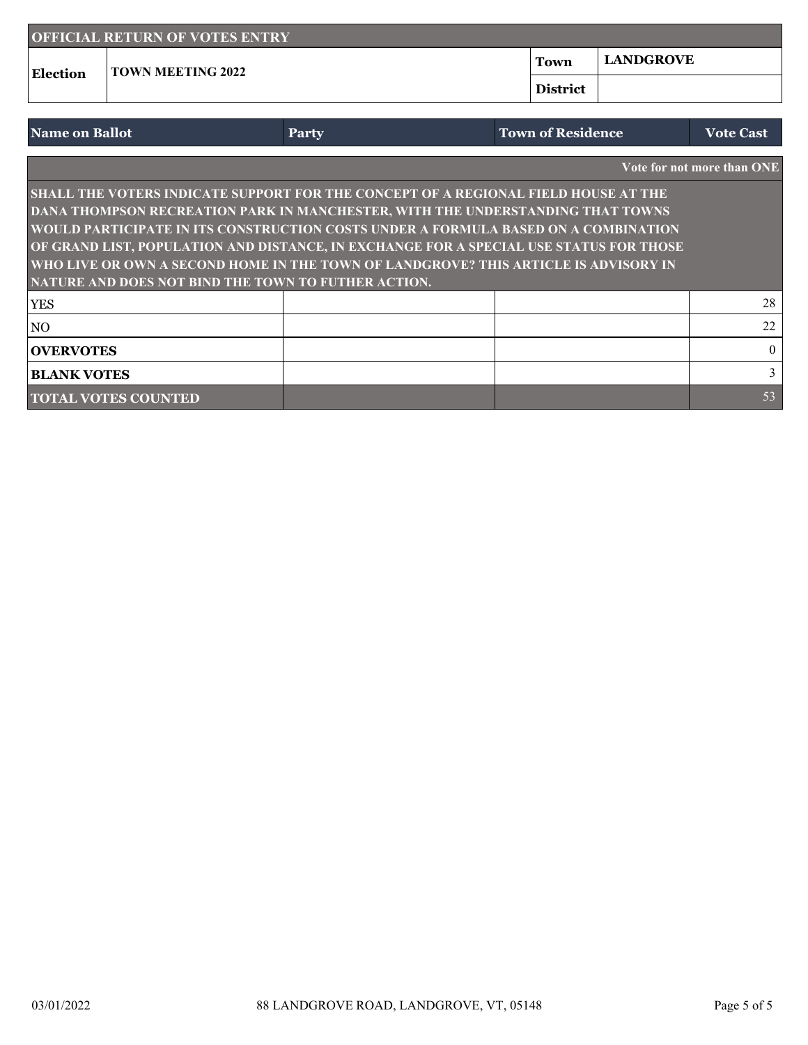| OFFICIAL RETURN OF VOTES ENTRY | | | |
|---|---|---|---|
| **Election** | **TOWN MEETING 2022** | **Town** | **LANDGROVE** |
| | | **District** | |

| Name on Ballot | Party | Town of Residence | Vote Cast |
|---|---|---|---|
| | | | **Vote for not more than ONE** |
| **SHALL THE VOTERS INDICATE SUPPORT FOR THE CONCEPT OF A REGIONAL FIELD HOUSE AT THE DANA THOMPSON RECREATION PARK IN MANCHESTER, WITH THE UNDERSTANDING THAT TOWNS WOULD PARTICIPATE IN ITS CONSTRUCTION COSTS UNDER A FORMULA BASED ON A COMBINATION OF GRAND LIST, POPULATION AND DISTANCE, IN EXCHANGE FOR A SPECIAL USE STATUS FOR THOSE WHO LIVE OR OWN A SECOND HOME IN THE TOWN OF LANDGROVE? THIS ARTICLE IS ADVISORY IN NATURE AND DOES NOT BIND THE TOWN TO FUTHER ACTION.** | | | |
| YES | | | 28 |
| NO | | | 22 |
| **OVERVOTES** | | | 0 |
| **BLANK VOTES** | | | 3 |
| **TOTAL VOTES COUNTED** | | | 53 |

03/01/2022 88 LANDGROVE ROAD, LANDGROVE, VT, 05148